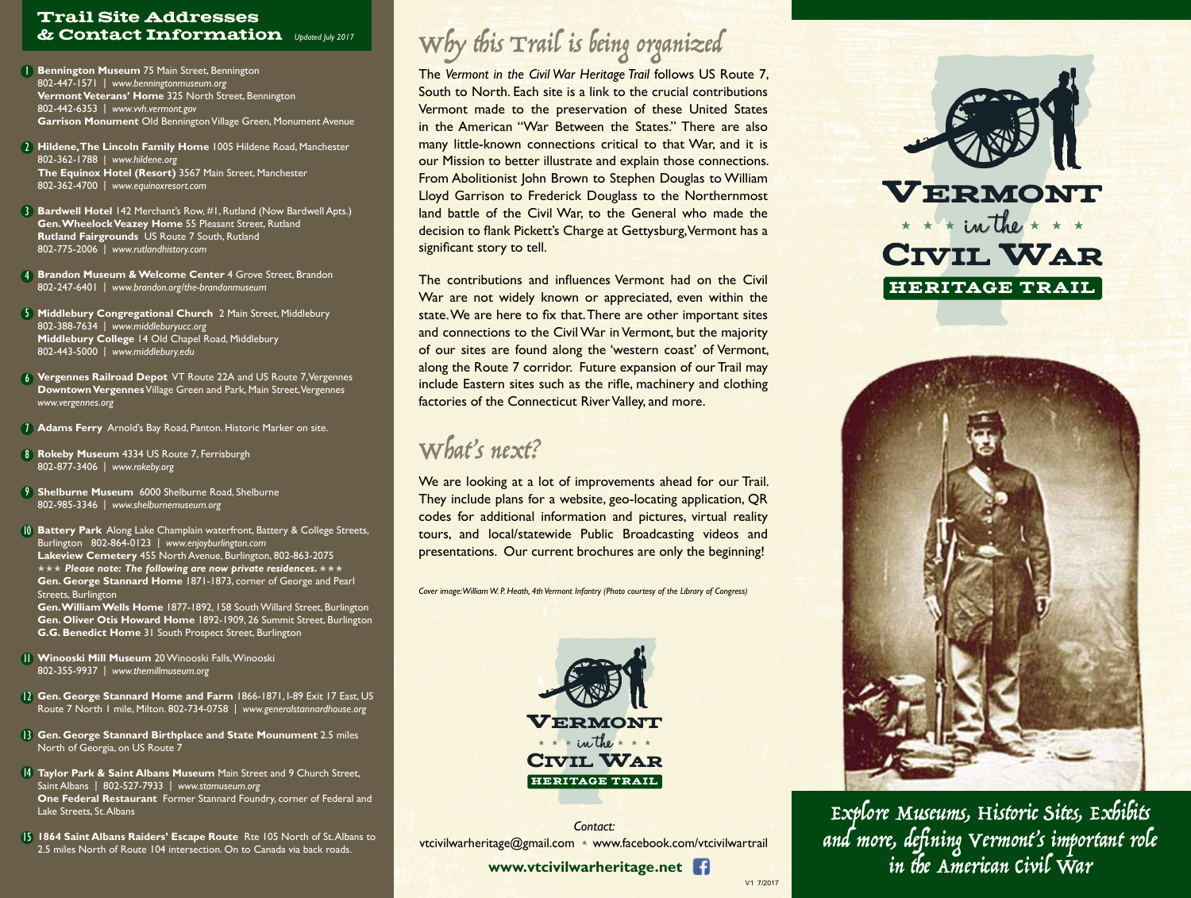## Trail Site Addresses & Contact Information

*Updated July 2017*

1. **Bennington Museum** 75 Main Street, Bennington
   802-447-1571 | *www.benningtonmuseum.org*
   **Vermont Veterans' Home** 325 North Street, Bennington
   802-442-6353 | *www.vvh.vermont.gov*
   **Garrison Monument** Old Bennington Village Green, Monument Avenue

2. **Hildene, The Lincoln Family Home** 1005 Hildene Road, Manchester
   802-362-1788 | *www.hildene.org*
   **The Equinox Hotel (Resort)** 3567 Main Street, Manchester
   802-362-4700 | *www.equinoxresort.com*

3. **Bardwell Hotel** 142 Merchant's Row, #1, Rutland (Now Bardwell Apts.)
   **Gen. Wheelock Veazey Home** 55 Pleasant Street, Rutland
   **Rutland Fairgrounds** US Route 7 South, Rutland
   802-775-2006 | *www.rutlandhistory.com*

4. **Brandon Museum & Welcome Center** 4 Grove Street, Brandon
   802-247-6401 | *www.brandon.org/the-brandonmuseum*

5. **Middlebury Congregational Church** 2 Main Street, Middlebury
   802-388-7634 | *www.middleburyucc.org*
   **Middlebury College** 14 Old Chapel Road, Middlebury
   802-443-5000 | *www.middlebury.edu*

6. **Vergennes Railroad Depot** VT Route 22A and US Route 7, Vergennes
   **Downtown Vergennes** Village Green and Park, Main Street, Vergennes
   *www.vergennes.org*

7. **Adams Ferry** Arnold's Bay Road, Panton. Historic Marker on site.

8. **Rokeby Museum** 4334 US Route 7, Ferrisburgh
   802-877-3406 | *www.rokeby.org*

9. **Shelburne Museum** 6000 Shelburne Road, Shelburne
   802-985-3346 | *www.shelburnemuseum.org*

10. **Battery Park** Along Lake Champlain waterfront, Battery & College Streets, Burlington 802-864-0123 | *www.enjoyburlington.com*
    **Lakeview Cemetery** 455 North Avenue, Burlington, 802-863-2075
    ★★★ ***Please note: The following are now private residences.*** ★★★
    **Gen. George Stannard Home** 1871-1873, corner of George and Pearl Streets, Burlington
    **Gen. William Wells Home** 1877-1892, 158 South Willard Street, Burlington
    **Gen. Oliver Otis Howard Home** 1892-1909, 26 Summit Street, Burlington
    **G.G. Benedict Home** 31 South Prospect Street, Burlington

11. **Winooski Mill Museum** 20 Winooski Falls, Winooski
    802-355-9937 | *www.themillmuseum.org*

12. **Gen. George Stannard Home and Farm** 1866-1871, I-89 Exit 17 East, US Route 7 North 1 mile, Milton. 802-734-0758 | *www.generalstannardhouse.org*

13. **Gen. George Stannard Birthplace and State Mounument** 2.5 miles North of Georgia, on US Route 7

14. **Taylor Park & Saint Albans Museum** Main Street and 9 Church Street, Saint Albans | 802-527-7933 | *www.stamuseum.org*
    **One Federal Restaurant** Former Stannard Foundry, corner of Federal and Lake Streets, St. Albans

15. **1864 Saint Albans Raiders' Escape Route** Rte 105 North of St. Albans to 2.5 miles North of Route 104 intersection. On to Canada via back roads.

## Why this Trail is being organized

The *Vermont in the Civil War Heritage Trail* follows US Route 7, South to North. Each site is a link to the crucial contributions Vermont made to the preservation of these United States in the American "War Between the States." There are also many little-known connections critical to that War, and it is our Mission to better illustrate and explain those connections. From Abolitionist John Brown to Stephen Douglas to William Lloyd Garrison to Frederick Douglass to the Northernmost land battle of the Civil War, to the General who made the decision to flank Pickett's Charge at Gettysburg, Vermont has a significant story to tell.

The contributions and influences Vermont had on the Civil War are not widely known or appreciated, even within the state. We are here to fix that. There are other important sites and connections to the Civil War in Vermont, but the majority of our sites are found along the 'western coast' of Vermont, along the Route 7 corridor. Future expansion of our Trail may include Eastern sites such as the rifle, machinery and clothing factories of the Connecticut River Valley, and more.

## What's next?

We are looking at a lot of improvements ahead for our Trail. They include plans for a website, geo-locating application, QR codes for additional information and pictures, virtual reality tours, and local/statewide Public Broadcasting videos and presentations. Our current brochures are only the beginning!

*Cover image: William W. P. Heath, 4th Vermont Infantry (Photo courtesy of the Library of Congress)*

VERMONT ★ ★ ★ in the ★ ★ ★ CIVIL WAR HERITAGE TRAIL

*Contact:*
vtcivilwarheritage@gmail.com ★ www.facebook.com/vtcivilwartrail

**www.vtcivilwarheritage.net**

V1 7/2017

# VERMONT ★ ★ ★ in the ★ ★ ★ CIVIL WAR

## HERITAGE TRAIL

*Explore Museums, Historic Sites, Exhibits and more, defining Vermont's important role in the American Civil War*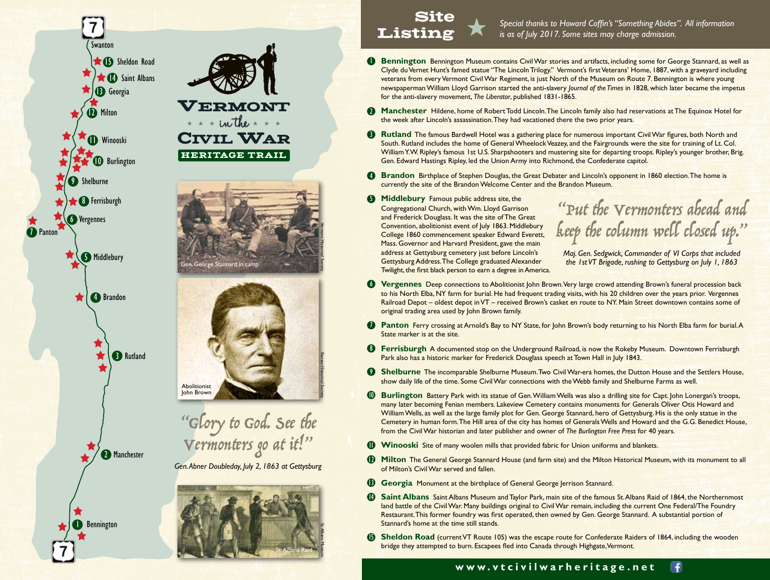# VERMONT in the CIVIL WAR

## HERITAGE TRAIL

Swanton

15 Sheldon Road

14 Saint Albans

13 Georgia

12 Milton

11 Winooski

10 Burlington

9 Shelburne

8 Ferrisburgh

6 Vergennes

7 Panton

5 Middlebury

4 Brandon

3 Rutland

2 Manchester

1 Bennington

Gen. George Stannard in camp

Vermont Historical Society

Abolitionist John Brown

Kansas Historical Society

*"Glory to God. See the Vermonters go at it!"*

*Gen. Abner Doubleday, July 2, 1863 at Gettysburg*

St. Albans Raid

St. Albans Museum

# Site Listing

*Special thanks to Howard Coffin's "Something Abides". All information is as of July 2017. Some sites may charge admission.*

1. **Bennington** Bennington Museum contains Civil War stories and artifacts, including some for George Stannard, as well as Clyde du Vernet Hunt's famed statue "The Lincoln Trilogy." Vermont's first Veterans' Home, 1887, with a graveyard including veterans from every Vermont Civil War Regiment, is just North of the Museum on Route 7. Bennington is where young newspaperman William Lloyd Garrison started the anti-slavery *Journal of the Times* in 1828, which later became the impetus for the anti-slavery movement, *The Liberator*, published 1831-1865.

2. **Manchester** Hildene, home of Robert Todd Lincoln. The Lincoln family also had reservations at The Equinox Hotel for the week after Lincoln's assassination. They had vacationed there the two prior years.

3. **Rutland** The famous Bardwell Hotel was a gathering place for numerous important Civil War figures, both North and South. Rutland includes the home of General Wheelock Veazey, and the Fairgrounds were the site for training of Lt. Col. William Y.W. Ripley's famous 1st U.S. Sharpshooters and mustering site for departing troops. Ripley's younger brother, Brig. Gen. Edward Hastings Ripley, led the Union Army into Richmond, the Confederate capitol.

4. **Brandon** Birthplace of Stephen Douglas, the Great Debater and Lincoln's opponent in 1860 election. The home is currently the site of the Brandon Welcome Center and the Brandon Museum.

5. **Middlebury** Famous public address site, the Congregational Church, with Wm. Lloyd Garrison and Frederick Douglass. It was the site of The Great Convention, abolitionist event of July 1863. Middlebury College 1860 commencement speaker Edward Everett, Mass. Governor and Harvard President, gave the main address at Gettysburg cemetery just before Lincoln's Gettysburg Address. The College graduated Alexander Twilight, the first black person to earn a degree in America.

*"Put the Vermonters ahead and keep the column well closed up."*

*Maj. Gen. Sedgwick, Commander of VI Corps that included the 1st VT Brigade, rushing to Gettysburg on July 1, 1863*

6. **Vergennes** Deep connections to Abolitionist John Brown. Very large crowd attending Brown's funeral procession back to his North Elba, NY farm for burial. He had frequent trading visits, with his 20 children over the years prior. Vergennes Railroad Depot – oldest depot in VT – received Brown's casket en route to NY. Main Street downtown contains some of original trading area used by John Brown family.

7. **Panton** Ferry crossing at Arnold's Bay to NY State, for John Brown's body returning to his North Elba farm for burial. A State marker is at the site.

8. **Ferrisburgh** A documented stop on the Underground Railroad, is now the Rokeby Museum. Downtown Ferrisburgh Park also has a historic marker for Frederick Douglass speech at Town Hall in July 1843.

9. **Shelburne** The incomparable Shelburne Museum. Two Civil War-era homes, the Dutton House and the Settlers House, show daily life of the time. Some Civil War connections with the Webb family and Shelburne Farms as well.

10. **Burlington** Battery Park with its statue of Gen. William Wells was also a drilling site for Capt. John Lonergan's troops, many later becoming Fenian members. Lakeview Cemetery contains monuments for Generals Oliver Otis Howard and William Wells, as well as the large family plot for Gen. George Stannard, hero of Gettysburg. His is the only statue in the Cemetery in human form. The Hill area of the city has homes of Generals Wells and Howard and the G.G. Benedict House, from the Civil War historian and later publisher and owner of *The Burlington Free Press* for 40 years.

11. **Winooski** Site of many woolen mills that provided fabric for Union uniforms and blankets.

12. **Milton** The General George Stannard House (and farm site) and the Milton Historical Museum, with its monument to all of Milton's Civil War served and fallen.

13. **Georgia** Monument at the birthplace of General George Jerrison Stannard.

14. **Saint Albans** Saint Albans Museum and Taylor Park, main site of the famous St. Albans Raid of 1864, the Northernmost land battle of the Civil War. Many buildings original to Civil War remain, including the current One Federal/The Foundry Restaurant. This former foundry was first operated, then owned by Gen. George Stannard. A substantial portion of Stannard's home at the time still stands.

15. **Sheldon Road** (current VT Route 105) was the escape route for Confederate Raiders of 1864, including the wooden bridge they attempted to burn. Escapees fled into Canada through Highgate, Vermont.

**www.vtcivilwarheritage.net**